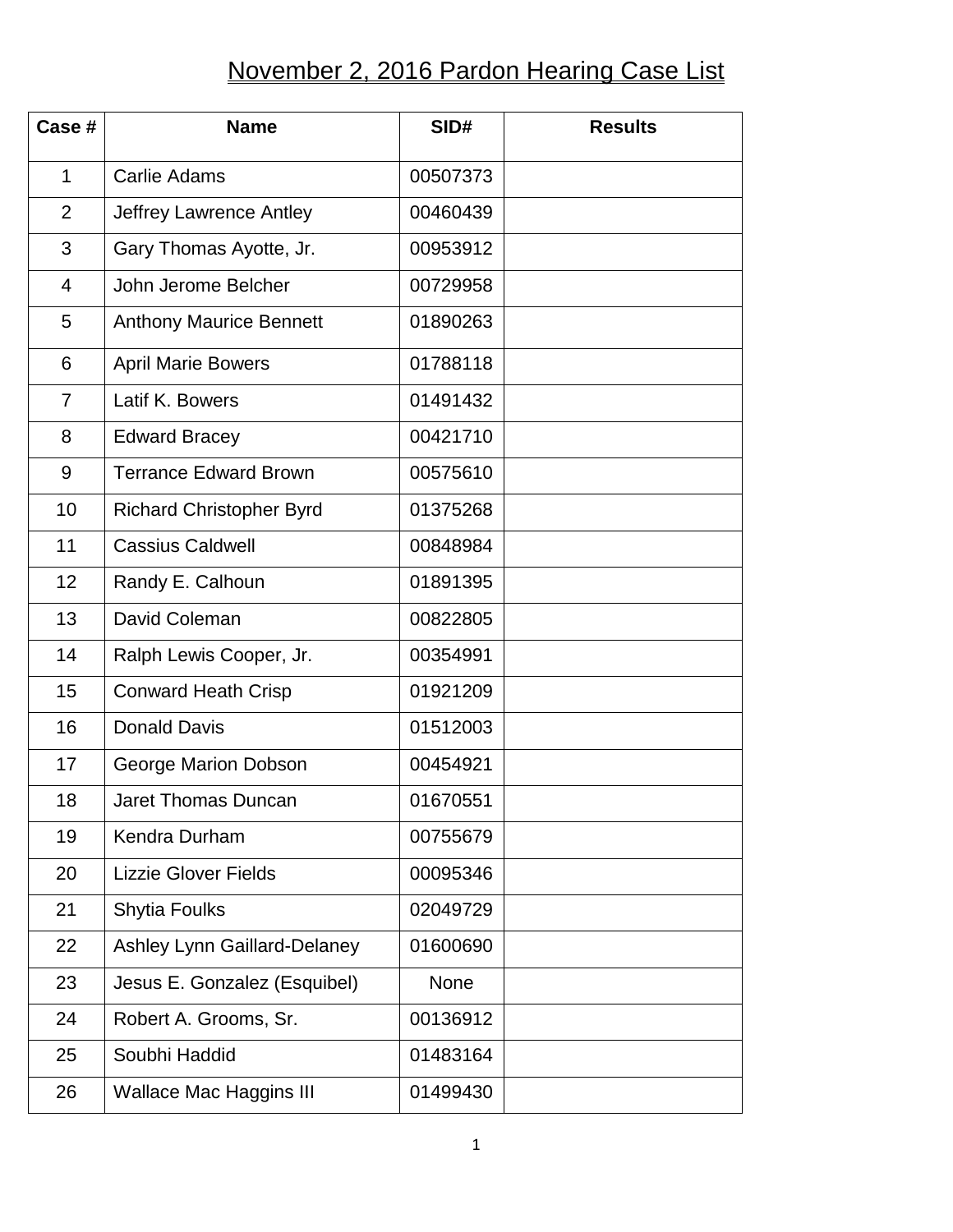# November 2, 2016 Pardon Hearing Case List

| Case # | Name | SID# | Results |
|---|---|---|---|
| 1 | Carlie Adams | 00507373 | |
| 2 | Jeffrey Lawrence Antley | 00460439 | |
| 3 | Gary Thomas Ayotte, Jr. | 00953912 | |
| 4 | John Jerome Belcher | 00729958 | |
| 5 | Anthony Maurice Bennett | 01890263 | |
| 6 | April Marie Bowers | 01788118 | |
| 7 | Latif K. Bowers | 01491432 | |
| 8 | Edward Bracey | 00421710 | |
| 9 | Terrance Edward Brown | 00575610 | |
| 10 | Richard Christopher Byrd | 01375268 | |
| 11 | Cassius Caldwell | 00848984 | |
| 12 | Randy E. Calhoun | 01891395 | |
| 13 | David Coleman | 00822805 | |
| 14 | Ralph Lewis Cooper, Jr. | 00354991 | |
| 15 | Conward Heath Crisp | 01921209 | |
| 16 | Donald Davis | 01512003 | |
| 17 | George Marion Dobson | 00454921 | |
| 18 | Jaret Thomas Duncan | 01670551 | |
| 19 | Kendra Durham | 00755679 | |
| 20 | Lizzie Glover Fields | 00095346 | |
| 21 | Shytia Foulks | 02049729 | |
| 22 | Ashley Lynn Gaillard-Delaney | 01600690 | |
| 23 | Jesus E. Gonzalez (Esquibel) | None | |
| 24 | Robert A. Grooms, Sr. | 00136912 | |
| 25 | Soubhi Haddid | 01483164 | |
| 26 | Wallace Mac Haggins III | 01499430 | |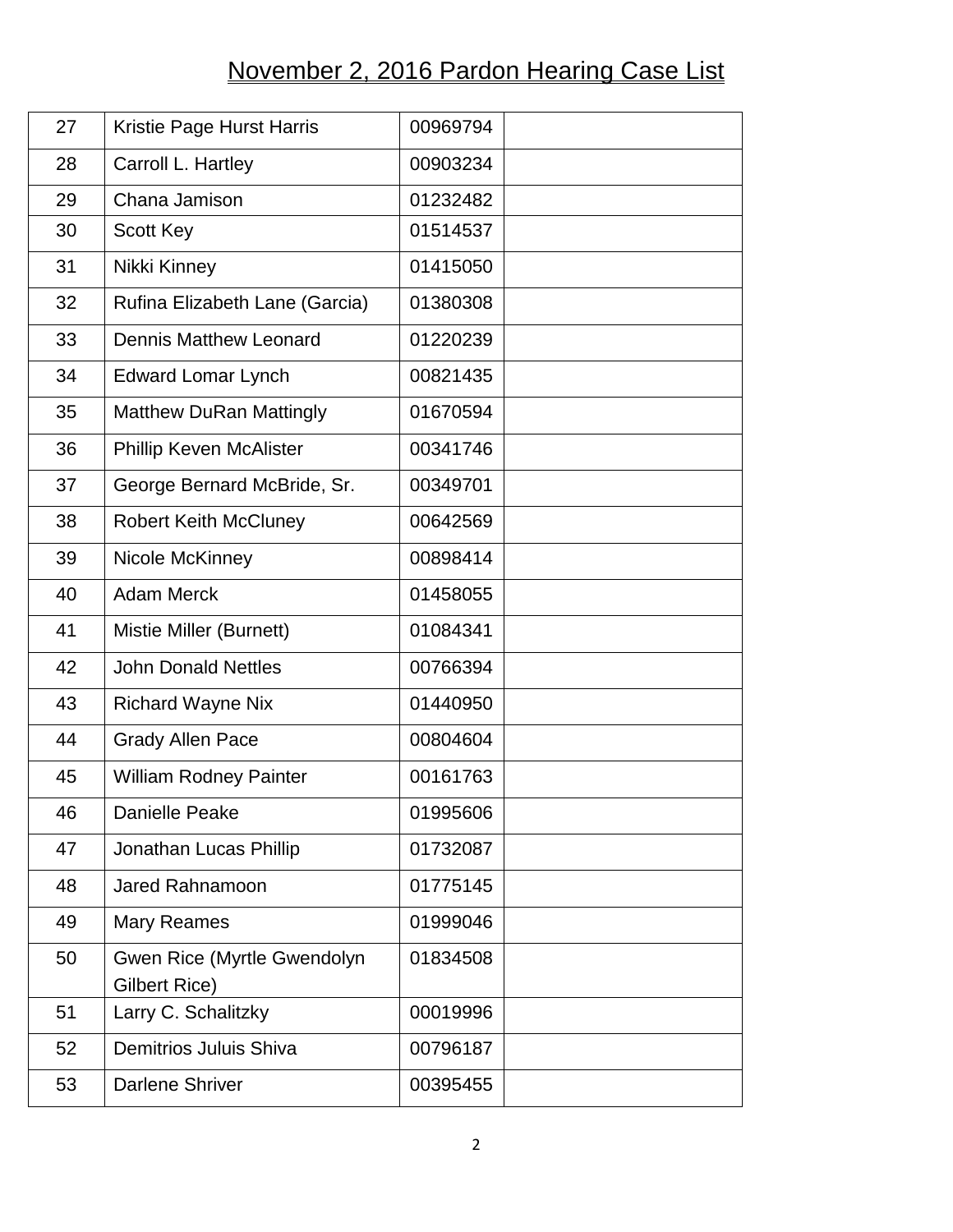# November 2, 2016 Pardon Hearing Case List

| | | | |
|---|---|---|---|
| 27 | Kristie Page Hurst Harris | 00969794 | |
| 28 | Carroll L. Hartley | 00903234 | |
| 29 | Chana Jamison | 01232482 | |
| 30 | Scott Key | 01514537 | |
| 31 | Nikki Kinney | 01415050 | |
| 32 | Rufina Elizabeth Lane (Garcia) | 01380308 | |
| 33 | Dennis Matthew Leonard | 01220239 | |
| 34 | Edward Lomar Lynch | 00821435 | |
| 35 | Matthew DuRan Mattingly | 01670594 | |
| 36 | Phillip Keven McAlister | 00341746 | |
| 37 | George Bernard McBride, Sr. | 00349701 | |
| 38 | Robert Keith McCluney | 00642569 | |
| 39 | Nicole McKinney | 00898414 | |
| 40 | Adam Merck | 01458055 | |
| 41 | Mistie Miller (Burnett) | 01084341 | |
| 42 | John Donald Nettles | 00766394 | |
| 43 | Richard Wayne Nix | 01440950 | |
| 44 | Grady Allen Pace | 00804604 | |
| 45 | William Rodney Painter | 00161763 | |
| 46 | Danielle Peake | 01995606 | |
| 47 | Jonathan Lucas Phillip | 01732087 | |
| 48 | Jared Rahnamoon | 01775145 | |
| 49 | Mary Reames | 01999046 | |
| 50 | Gwen Rice (Myrtle Gwendolyn Gilbert Rice) | 01834508 | |
| 51 | Larry C. Schalitzky | 00019996 | |
| 52 | Demitrios Juluis Shiva | 00796187 | |
| 53 | Darlene Shriver | 00395455 | |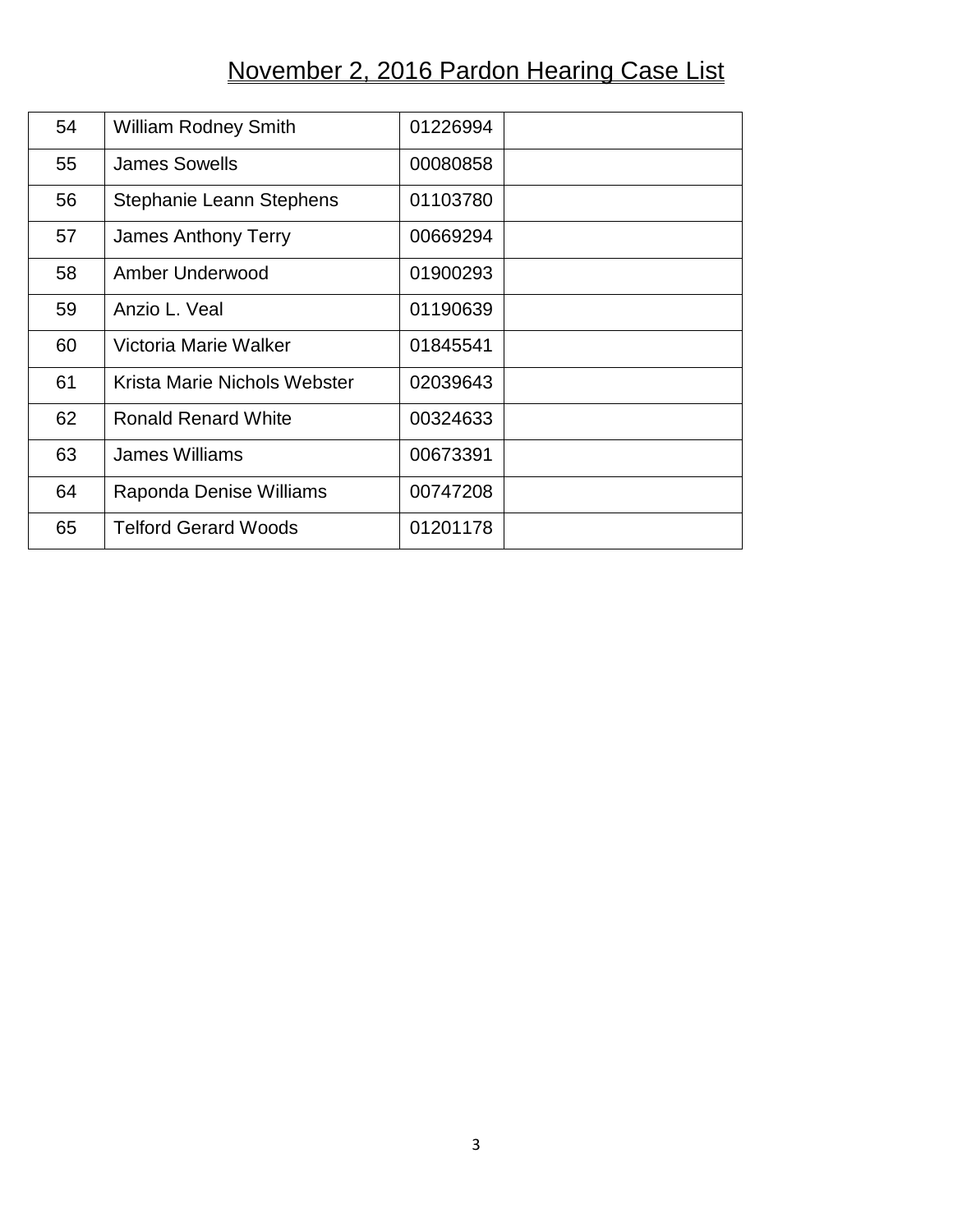# November 2, 2016 Pardon Hearing Case List

| | | | |
|---|---|---|---|
| 54 | William Rodney Smith | 01226994 | |
| 55 | James Sowells | 00080858 | |
| 56 | Stephanie Leann Stephens | 01103780 | |
| 57 | James Anthony Terry | 00669294 | |
| 58 | Amber Underwood | 01900293 | |
| 59 | Anzio L. Veal | 01190639 | |
| 60 | Victoria Marie Walker | 01845541 | |
| 61 | Krista Marie Nichols Webster | 02039643 | |
| 62 | Ronald Renard White | 00324633 | |
| 63 | James Williams | 00673391 | |
| 64 | Raponda Denise Williams | 00747208 | |
| 65 | Telford Gerard Woods | 01201178 | |